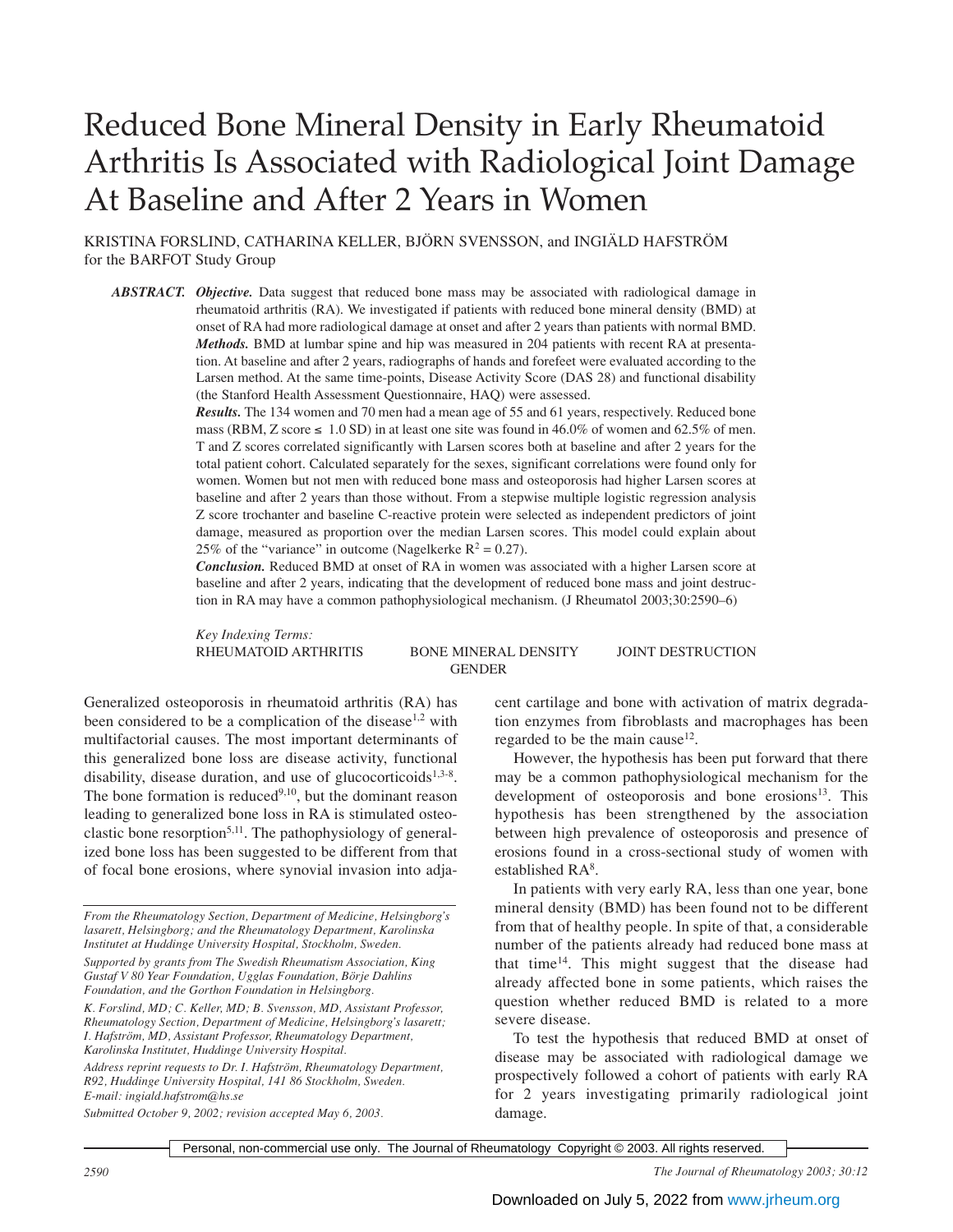# Reduced Bone Mineral Density in Early Rheumatoid Arthritis Is Associated with Radiological Joint Damage At Baseline and After 2 Years in Women

KRISTINA FORSLIND, CATHARINA KELLER, BJÖRN SVENSSON, and INGIÄLD HAFSTRÖM for the BARFOT Study Group

***ABSTRACT.*** ***Objective.*** Data suggest that reduced bone mass may be associated with radiological damage in rheumatoid arthritis (RA). We investigated if patients with reduced bone mineral density (BMD) at onset of RA had more radiological damage at onset and after 2 years than patients with normal BMD.

***Methods.*** BMD at lumbar spine and hip was measured in 204 patients with recent RA at presentation. At baseline and after 2 years, radiographs of hands and forefeet were evaluated according to the Larsen method. At the same time-points, Disease Activity Score (DAS 28) and functional disability (the Stanford Health Assessment Questionnaire, HAQ) were assessed.

***Results.*** The 134 women and 70 men had a mean age of 55 and 61 years, respectively. Reduced bone mass (RBM, Z score ≤ 1.0 SD) in at least one site was found in 46.0% of women and 62.5% of men. T and Z scores correlated significantly with Larsen scores both at baseline and after 2 years for the total patient cohort. Calculated separately for the sexes, significant correlations were found only for women. Women but not men with reduced bone mass and osteoporosis had higher Larsen scores at baseline and after 2 years than those without. From a stepwise multiple logistic regression analysis Z score trochanter and baseline C-reactive protein were selected as independent predictors of joint damage, measured as proportion over the median Larsen scores. This model could explain about 25% of the "variance" in outcome (Nagelkerke $R^2 = 0.27$).

***Conclusion.*** Reduced BMD at onset of RA in women was associated with a higher Larsen score at baseline and after 2 years, indicating that the development of reduced bone mass and joint destruction in RA may have a common pathophysiological mechanism. (J Rheumatol 2003;30:2590–6)

*Key Indexing Terms:*
RHEUMATOID ARTHRITIS BONE MINERAL DENSITY JOINT DESTRUCTION GENDER

Generalized osteoporosis in rheumatoid arthritis (RA) has been considered to be a complication of the disease[1,2] with multifactorial causes. The most important determinants of this generalized bone loss are disease activity, functional disability, disease duration, and use of glucocorticoids[1,3-8]. The bone formation is reduced[9,10], but the dominant reason leading to generalized bone loss in RA is stimulated osteoclastic bone resorption[5,11]. The pathophysiology of generalized bone loss has been suggested to be different from that of focal bone erosions, where synovial invasion into adjacent cartilage and bone with activation of matrix degradation enzymes from fibroblasts and macrophages has been regarded to be the main cause[12].

However, the hypothesis has been put forward that there may be a common pathophysiological mechanism for the development of osteoporosis and bone erosions[13]. This hypothesis has been strengthened by the association between high prevalence of osteoporosis and presence of erosions found in a cross-sectional study of women with established RA[8].

In patients with very early RA, less than one year, bone mineral density (BMD) has been found not to be different from that of healthy people. In spite of that, a considerable number of the patients already had reduced bone mass at that time[14]. This might suggest that the disease had already affected bone in some patients, which raises the question whether reduced BMD is related to a more severe disease.

To test the hypothesis that reduced BMD at onset of disease may be associated with radiological damage we prospectively followed a cohort of patients with early RA for 2 years investigating primarily radiological joint damage.

*From the Rheumatology Section, Department of Medicine, Helsingborg's lasarett, Helsingborg; and the Rheumatology Department, Karolinska Institutet at Huddinge University Hospital, Stockholm, Sweden.*

*Supported by grants from The Swedish Rheumatism Association, King Gustaf V 80 Year Foundation, Ugglas Foundation, Börje Dahlins Foundation, and the Gorthon Foundation in Helsingborg.*

*K. Forslind, MD; C. Keller, MD; B. Svensson, MD, Assistant Professor, Rheumatology Section, Department of Medicine, Helsingborg's lasarett; I. Hafström, MD, Assistant Professor, Rheumatology Department, Karolinska Institutet, Huddinge University Hospital.*

*Address reprint requests to Dr. I. Hafström, Rheumatology Department, R92, Huddinge University Hospital, 141 86 Stockholm, Sweden. E-mail: ingiald.hafstrom@hs.se*

*Submitted October 9, 2002; revision accepted May 6, 2003.*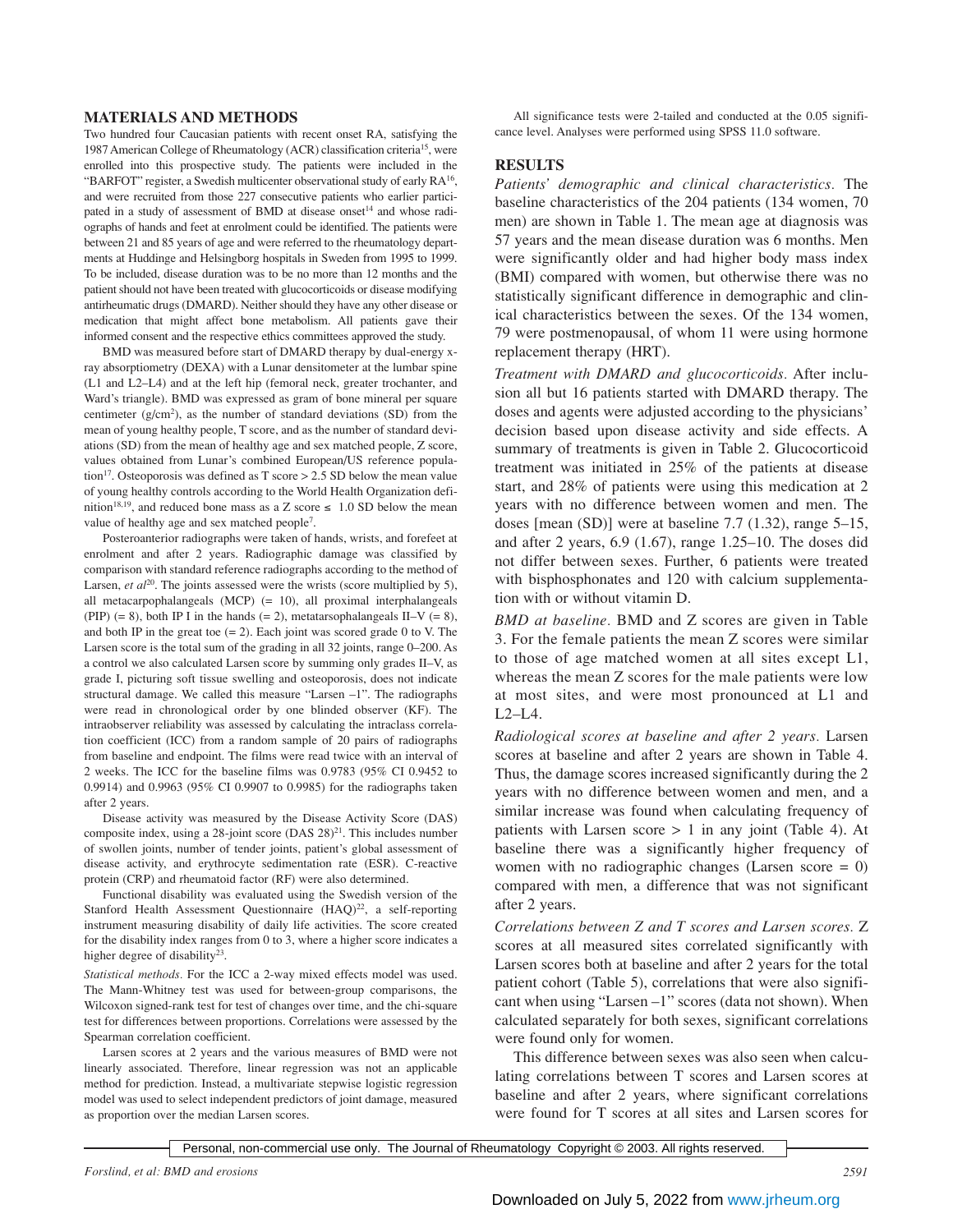## MATERIALS AND METHODS

Two hundred four Caucasian patients with recent onset RA, satisfying the 1987 American College of Rheumatology (ACR) classification criteria[15], were enrolled into this prospective study. The patients were included in the "BARFOT" register, a Swedish multicenter observational study of early RA[16], and were recruited from those 227 consecutive patients who earlier participated in a study of assessment of BMD at disease onset[14] and whose radiographs of hands and feet at enrolment could be identified. The patients were between 21 and 85 years of age and were referred to the rheumatology departments at Huddinge and Helsingborg hospitals in Sweden from 1995 to 1999. To be included, disease duration was to be no more than 12 months and the patient should not have been treated with glucocorticoids or disease modifying antirheumatic drugs (DMARD). Neither should they have any other disease or medication that might affect bone metabolism. All patients gave their informed consent and the respective ethics committees approved the study.

BMD was measured before start of DMARD therapy by dual-energy x-ray absorptiometry (DEXA) with a Lunar densitometer at the lumbar spine (L1 and L2–L4) and at the left hip (femoral neck, greater trochanter, and Ward's triangle). BMD was expressed as gram of bone mineral per square centimeter (g/cm$^2$), as the number of standard deviations (SD) from the mean of young healthy people, T score, and as the number of standard deviations (SD) from the mean of healthy age and sex matched people, Z score, values obtained from Lunar's combined European/US reference population[17]. Osteoporosis was defined as T score > 2.5 SD below the mean value of young healthy controls according to the World Health Organization definition[18,19], and reduced bone mass as a Z score ≤ 1.0 SD below the mean value of healthy age and sex matched people[7].

Posteroanterior radiographs were taken of hands, wrists, and forefeet at enrolment and after 2 years. Radiographic damage was classified by comparison with standard reference radiographs according to the method of Larsen, *et al*[20]. The joints assessed were the wrists (score multiplied by 5), all metacarpophalangeals (MCP) (= 10), all proximal interphalangeals (PIP) (= 8), both IP I in the hands (= 2), metatarsophalangeals II–V (= 8), and both IP in the great toe (= 2). Each joint was scored grade 0 to V. The Larsen score is the total sum of the grading in all 32 joints, range 0–200. As a control we also calculated Larsen score by summing only grades II–V, as grade I, picturing soft tissue swelling and osteoporosis, does not indicate structural damage. We called this measure "Larsen –1". The radiographs were read in chronological order by one blinded observer (KF). The intraobserver reliability was assessed by calculating the intraclass correlation coefficient (ICC) from a random sample of 20 pairs of radiographs from baseline and endpoint. The films were read twice with an interval of 2 weeks. The ICC for the baseline films was 0.9783 (95% CI 0.9452 to 0.9914) and 0.9963 (95% CI 0.9907 to 0.9985) for the radiographs taken after 2 years.

Disease activity was measured by the Disease Activity Score (DAS) composite index, using a 28-joint score (DAS 28)[21]. This includes number of swollen joints, number of tender joints, patient's global assessment of disease activity, and erythrocyte sedimentation rate (ESR). C-reactive protein (CRP) and rheumatoid factor (RF) were also determined.

Functional disability was evaluated using the Swedish version of the Stanford Health Assessment Questionnaire (HAQ)[22], a self-reporting instrument measuring disability of daily life activities. The score created for the disability index ranges from 0 to 3, where a higher score indicates a higher degree of disability[23].

*Statistical methods.* For the ICC a 2-way mixed effects model was used. The Mann-Whitney test was used for between-group comparisons, the Wilcoxon signed-rank test for test of changes over time, and the chi-square test for differences between proportions. Correlations were assessed by the Spearman correlation coefficient.

Larsen scores at 2 years and the various measures of BMD were not linearly associated. Therefore, linear regression was not an applicable method for prediction. Instead, a multivariate stepwise logistic regression model was used to select independent predictors of joint damage, measured as proportion over the median Larsen scores.

All significance tests were 2-tailed and conducted at the 0.05 significance level. Analyses were performed using SPSS 11.0 software.

## RESULTS

*Patients' demographic and clinical characteristics.* The baseline characteristics of the 204 patients (134 women, 70 men) are shown in Table 1. The mean age at diagnosis was 57 years and the mean disease duration was 6 months. Men were significantly older and had higher body mass index (BMI) compared with women, but otherwise there was no statistically significant difference in demographic and clinical characteristics between the sexes. Of the 134 women, 79 were postmenopausal, of whom 11 were using hormone replacement therapy (HRT).

*Treatment with DMARD and glucocorticoids.* After inclusion all but 16 patients started with DMARD therapy. The doses and agents were adjusted according to the physicians' decision based upon disease activity and side effects. A summary of treatments is given in Table 2. Glucocorticoid treatment was initiated in 25% of the patients at disease start, and 28% of patients were using this medication at 2 years with no difference between women and men. The doses [mean (SD)] were at baseline 7.7 (1.32), range 5–15, and after 2 years, 6.9 (1.67), range 1.25–10. The doses did not differ between sexes. Further, 6 patients were treated with bisphosphonates and 120 with calcium supplementation with or without vitamin D.

*BMD at baseline.* BMD and Z scores are given in Table 3. For the female patients the mean Z scores were similar to those of age matched women at all sites except L1, whereas the mean Z scores for the male patients were low at most sites, and were most pronounced at L1 and L2–L4.

*Radiological scores at baseline and after 2 years.* Larsen scores at baseline and after 2 years are shown in Table 4. Thus, the damage scores increased significantly during the 2 years with no difference between women and men, and a similar increase was found when calculating frequency of patients with Larsen score > 1 in any joint (Table 4). At baseline there was a significantly higher frequency of women with no radiographic changes (Larsen score = 0) compared with men, a difference that was not significant after 2 years.

*Correlations between Z and T scores and Larsen scores.* Z scores at all measured sites correlated significantly with Larsen scores both at baseline and after 2 years for the total patient cohort (Table 5), correlations that were also significant when using "Larsen –1" scores (data not shown). When calculated separately for both sexes, significant correlations were found only for women.

This difference between sexes was also seen when calculating correlations between T scores and Larsen scores at baseline and after 2 years, where significant correlations were found for T scores at all sites and Larsen scores for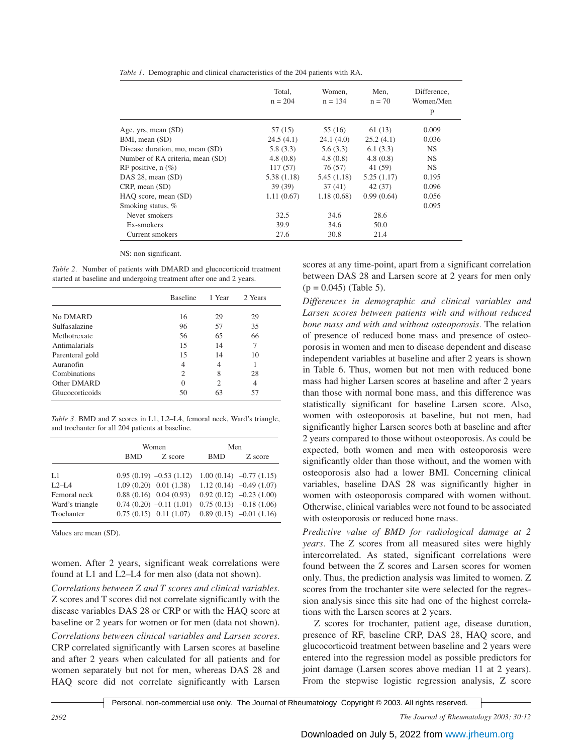*Table 1.* Demographic and clinical characteristics of the 204 patients with RA.

| | Total, n = 204 | Women, n = 134 | Men, n = 70 | Difference, Women/Men p |
|---|---|---|---|---|
| Age, yrs, mean (SD) | 57 (15) | 55 (16) | 61 (13) | 0.009 |
| BMI, mean (SD) | 24.5 (4.1) | 24.1 (4.0) | 25.2 (4.1) | 0.036 |
| Disease duration, mo, mean (SD) | 5.8 (3.3) | 5.6 (3.3) | 6.1 (3.3) | NS |
| Number of RA criteria, mean (SD) | 4.8 (0.8) | 4.8 (0.8) | 4.8 (0.8) | NS |
| RF positive, n (%) | 117 (57) | 76 (57) | 41 (59) | NS |
| DAS 28, mean (SD) | 5.38 (1.18) | 5.45 (1.18) | 5.25 (1.17) | 0.195 |
| CRP, mean (SD) | 39 (39) | 37 (41) | 42 (37) | 0.096 |
| HAQ score, mean (SD) | 1.11 (0.67) | 1.18 (0.68) | 0.99 (0.64) | 0.056 |
| Smoking status, % | | | | 0.095 |
| Never smokers | 32.5 | 34.6 | 28.6 | |
| Ex-smokers | 39.9 | 34.6 | 50.0 | |
| Current smokers | 27.6 | 30.8 | 21.4 | |

NS: non significant.

*Table 2.* Number of patients with DMARD and glucocorticoid treatment started at baseline and undergoing treatment after one and 2 years.

| | Baseline | 1 Year | 2 Years |
|---|---|---|---|
| No DMARD | 16 | 29 | 29 |
| Sulfasalazine | 96 | 57 | 35 |
| Methotrexate | 56 | 65 | 66 |
| Antimalarials | 15 | 14 | 7 |
| Parenteral gold | 15 | 14 | 10 |
| Auranofin | 4 | 4 | 1 |
| Combinations | 2 | 8 | 28 |
| Other DMARD | 0 | 2 | 4 |
| Glucocorticoids | 50 | 63 | 57 |

*Table 3.* BMD and Z scores in L1, L2–L4, femoral neck, Ward's triangle, and trochanter for all 204 patients at baseline.

| | Women | | Men | |
|---|---|---|---|---|
| | BMD | Z score | BMD | Z score |
| L1 | 0.95 (0.19) | –0.53 (1.12) | 1.00 (0.14) | –0.77 (1.15) |
| L2–L4 | 1.09 (0.20) | 0.01 (1.38) | 1.12 (0.14) | –0.49 (1.07) |
| Femoral neck | 0.88 (0.16) | 0.04 (0.93) | 0.92 (0.12) | –0.23 (1.00) |
| Ward's triangle | 0.74 (0.20) | –0.11 (1.01) | 0.75 (0.13) | –0.18 (1.06) |
| Trochanter | 0.75 (0.15) | 0.11 (1.07) | 0.89 (0.13) | –0.01 (1.16) |

Values are mean (SD).

women. After 2 years, significant weak correlations were found at L1 and L2–L4 for men also (data not shown).

*Correlations between Z and T scores and clinical variables.* Z scores and T scores did not correlate significantly with the disease variables DAS 28 or CRP or with the HAQ score at baseline or 2 years for women or for men (data not shown).

*Correlations between clinical variables and Larsen scores.* CRP correlated significantly with Larsen scores at baseline and after 2 years when calculated for all patients and for women separately but not for men, whereas DAS 28 and HAQ score did not correlate significantly with Larsen scores at any time-point, apart from a significant correlation between DAS 28 and Larsen score at 2 years for men only ($p = 0.045$) (Table 5).

*Differences in demographic and clinical variables and Larsen scores between patients with and without reduced bone mass and with and without osteoporosis.* The relation of presence of reduced bone mass and presence of osteoporosis in women and men to disease dependent and disease independent variables at baseline and after 2 years is shown in Table 6. Thus, women but not men with reduced bone mass had higher Larsen scores at baseline and after 2 years than those with normal bone mass, and this difference was statistically significant for baseline Larsen score. Also, women with osteoporosis at baseline, but not men, had significantly higher Larsen scores both at baseline and after 2 years compared to those without osteoporosis. As could be expected, both women and men with osteoporosis were significantly older than those without, and the women with osteoporosis also had a lower BMI. Concerning clinical variables, baseline DAS 28 was significantly higher in women with osteoporosis compared with women without. Otherwise, clinical variables were not found to be associated with osteoporosis or reduced bone mass.

*Predictive value of BMD for radiological damage at 2 years.* The Z scores from all measured sites were highly intercorrelated. As stated, significant correlations were found between the Z scores and Larsen scores for women only. Thus, the prediction analysis was limited to women. Z scores from the trochanter site were selected for the regression analysis since this site had one of the highest correlations with the Larsen scores at 2 years.

Z scores for trochanter, patient age, disease duration, presence of RF, baseline CRP, DAS 28, HAQ score, and glucocorticoid treatment between baseline and 2 years were entered into the regression model as possible predictors for joint damage (Larsen scores above median 11 at 2 years). From the stepwise logistic regression analysis, Z score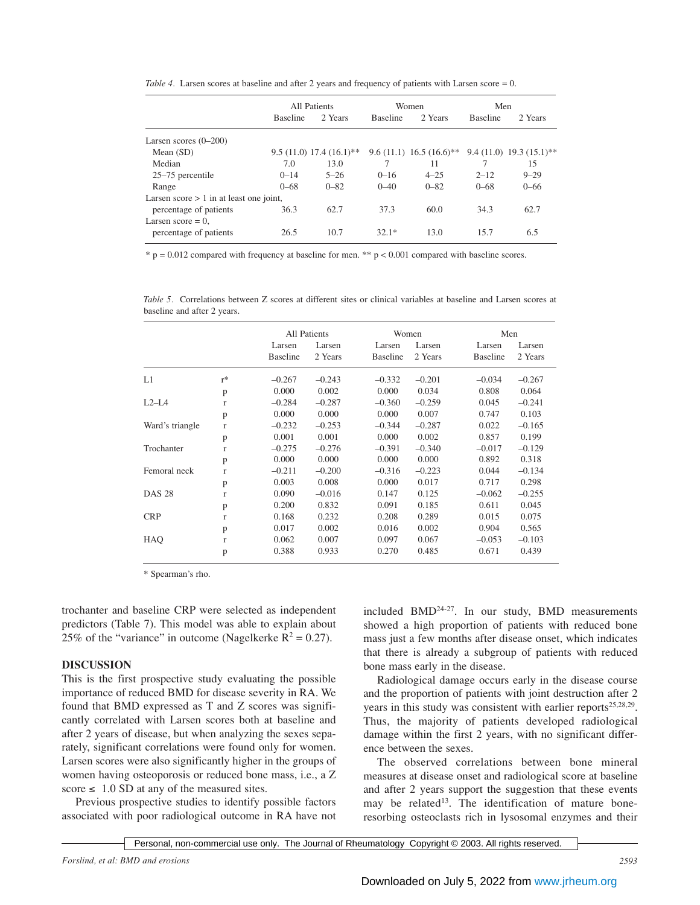*Table 4.* Larsen scores at baseline and after 2 years and frequency of patients with Larsen score = 0.

| | All Patients | | Women | | Men | |
|---|---|---|---|---|---|---|
| | Baseline | 2 Years | Baseline | 2 Years | Baseline | 2 Years |
| Larsen scores (0–200) | | | | | | |
| Mean (SD) | 9.5 (11.0) | 17.4 (16.1)** | 9.6 (11.1) | 16.5 (16.6)** | 9.4 (11.0) | 19.3 (15.1)** |
| Median | 7.0 | 13.0 | 7 | 11 | 7 | 15 |
| 25–75 percentile | 0–14 | 5–26 | 0–16 | 4–25 | 2–12 | 9–29 |
| Range | 0–68 | 0–82 | 0–40 | 0–82 | 0–68 | 0–66 |
| Larsen score > 1 in at least one joint, percentage of patients | 36.3 | 62.7 | 37.3 | 60.0 | 34.3 | 62.7 |
| Larsen score = 0, percentage of patients | 26.5 | 10.7 | 32.1* | 13.0 | 15.7 | 6.5 |

\* p = 0.012 compared with frequency at baseline for men. ** p < 0.001 compared with baseline scores.

*Table 5.* Correlations between Z scores at different sites or clinical variables at baseline and Larsen scores at baseline and after 2 years.

| | | All Patients | | Women | | Men | |
|---|---|---|---|---|---|---|---|
| | | Larsen Baseline | Larsen 2 Years | Larsen Baseline | Larsen 2 Years | Larsen Baseline | Larsen 2 Years |
| L1 | r* | –0.267 | –0.243 | –0.332 | –0.201 | –0.034 | –0.267 |
| | p | 0.000 | 0.002 | 0.000 | 0.034 | 0.808 | 0.064 |
| L2–L4 | r | –0.284 | –0.287 | –0.360 | –0.259 | 0.045 | –0.241 |
| | p | 0.000 | 0.000 | 0.000 | 0.007 | 0.747 | 0.103 |
| Ward's triangle | r | –0.232 | –0.253 | –0.344 | –0.287 | 0.022 | –0.165 |
| | p | 0.001 | 0.001 | 0.000 | 0.002 | 0.857 | 0.199 |
| Trochanter | r | –0.275 | –0.276 | –0.391 | –0.340 | –0.017 | –0.129 |
| | p | 0.000 | 0.000 | 0.000 | 0.000 | 0.892 | 0.318 |
| Femoral neck | r | –0.211 | –0.200 | –0.316 | –0.223 | 0.044 | –0.134 |
| | p | 0.003 | 0.008 | 0.000 | 0.017 | 0.717 | 0.298 |
| DAS 28 | r | 0.090 | –0.016 | 0.147 | 0.125 | –0.062 | –0.255 |
| | p | 0.200 | 0.832 | 0.091 | 0.185 | 0.611 | 0.045 |
| CRP | r | 0.168 | 0.232 | 0.208 | 0.289 | 0.015 | 0.075 |
| | p | 0.017 | 0.002 | 0.016 | 0.002 | 0.904 | 0.565 |
| HAQ | r | 0.062 | 0.007 | 0.097 | 0.067 | –0.053 | –0.103 |
| | p | 0.388 | 0.933 | 0.270 | 0.485 | 0.671 | 0.439 |

\* Spearman's rho.

trochanter and baseline CRP were selected as independent predictors (Table 7). This model was able to explain about 25% of the "variance" in outcome (Nagelkerke $R^2 = 0.27$).

## DISCUSSION

This is the first prospective study evaluating the possible importance of reduced BMD for disease severity in RA. We found that BMD expressed as T and Z scores was significantly correlated with Larsen scores both at baseline and after 2 years of disease, but when analyzing the sexes separately, significant correlations were found only for women. Larsen scores were also significantly higher in the groups of women having osteoporosis or reduced bone mass, i.e., a Z score ≤ 1.0 SD at any of the measured sites.

Previous prospective studies to identify possible factors associated with poor radiological outcome in RA have not included BMD[24-27]. In our study, BMD measurements showed a high proportion of patients with reduced bone mass just a few months after disease onset, which indicates that there is already a subgroup of patients with reduced bone mass early in the disease.

Radiological damage occurs early in the disease course and the proportion of patients with joint destruction after 2 years in this study was consistent with earlier reports[25,28,29]. Thus, the majority of patients developed radiological damage within the first 2 years, with no significant difference between the sexes.

The observed correlations between bone mineral measures at disease onset and radiological score at baseline and after 2 years support the suggestion that these events may be related[13]. The identification of mature bone-resorbing osteoclasts rich in lysosomal enzymes and their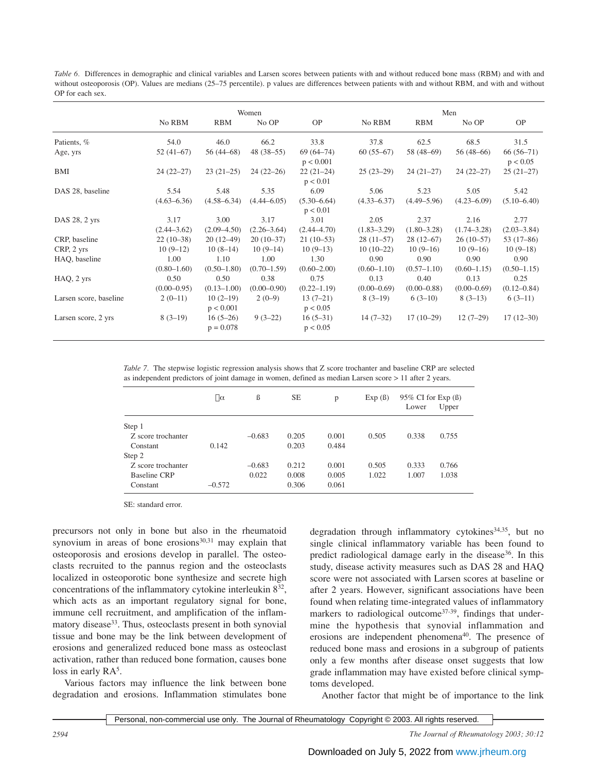*Table 6.* Differences in demographic and clinical variables and Larsen scores between patients with and without reduced bone mass (RBM) and with and without osteoporosis (OP). Values are medians (25–75 percentile). p values are differences between patients with and without RBM, and with and without OP for each sex.

| | Women | | | | Men | | | |
|---|---|---|---|---|---|---|---|---|
| | No RBM | RBM | No OP | OP | No RBM | RBM | No OP | OP |
| Patients, % | 54.0 | 46.0 | 66.2 | 33.8 | 37.8 | 62.5 | 68.5 | 31.5 |
| Age, yrs | 52 (41–67) | 56 (44–68) | 48 (38–55) | 69 (64–74) $p < 0.001$ | 60 (55–67) | 58 (48–69) | 56 (48–66) | 66 (56–71) $p < 0.05$ |
| BMI | 24 (22–27) | 23 (21–25) | 24 (22–26) | 22 (21–24) $p < 0.01$ | 25 (23–29) | 24 (21–27) | 24 (22–27) | 25 (21–27) |
| DAS 28, baseline | 5.54 (4.63–6.36) | 5.48 (4.58–6.34) | 5.35 (4.44–6.05) | 6.09 (5.30–6.64) $p < 0.01$ | 5.06 (4.33–6.37) | 5.23 (4.49–5.96) | 5.05 (4.23–6.09) | 5.42 (5.10–6.40) |
| DAS 28, 2 yrs | 3.17 (2.44–3.62) | 3.00 (2.09–4.50) | 3.17 (2.26–3.64) | 3.01 (2.44–4.70) | 2.05 (1.83–3.29) | 2.37 (1.80–3.28) | 2.16 (1.74–3.28) | 2.77 (2.03–3.84) |
| CRP, baseline | 22 (10–38) | 20 (12–49) | 20 (10–37) | 21 (10–53) | 28 (11–57) | 28 (12–67) | 26 (10–57) | 53 (17–86) |
| CRP, 2 yrs | 10 (9–12) | 10 (8–14) | 10 (9–14) | 10 (9–13) | 10 (10–22) | 10 (9–16) | 10 (9–16) | 10 (9–18) |
| HAQ, baseline | 1.00 (0.80–1.60) | 1.10 (0.50–1.80) | 1.00 (0.70–1.59) | 1.30 (0.60–2.00) | 0.90 (0.60–1.10) | 0.90 (0.57–1.10) | 0.90 (0.60–1.15) | 0.90 (0.50–1.15) |
| HAQ, 2 yrs | 0.50 (0.00–0.95) | 0.50 (0.13–1.00) | 0.38 (0.00–0.90) | 0.75 (0.22–1.19) | 0.13 (0.00–0.69) | 0.40 (0.00–0.88) | 0.13 (0.00–0.69) | 0.25 (0.12–0.84) |
| Larsen score, baseline | 2 (0–11) | 10 (2–19) $p < 0.001$ | 2 (0–9) | 13 (7–21) $p < 0.05$ | 8 (3–19) | 6 (3–10) | 8 (3–13) | 6 (3–11) |
| Larsen score, 2 yrs | 8 (3–19) | 16 (5–26) $p = 0.078$ | 9 (3–22) | 16 (5–31) $p < 0.05$ | 14 (7–32) | 17 (10–29) | 12 (7–29) | 17 (12–30) |

*Table 7.* The stepwise logistic regression analysis shows that Z score trochanter and baseline CRP are selected as independent predictors of joint damage in women, defined as median Larsen score > 11 after 2 years.

| | α | ß | SE | p | Exp (ß) | 95% CI for Exp (ß) Lower | Upper |
|---|---|---|---|---|---|---|---|
| Step 1 | | | | | | | |
| Z score trochanter | | –0.683 | 0.205 | 0.001 | 0.505 | 0.338 | 0.755 |
| Constant | 0.142 | | 0.203 | 0.484 | | | |
| Step 2 | | | | | | | |
| Z score trochanter | | –0.683 | 0.212 | 0.001 | 0.505 | 0.333 | 0.766 |
| Baseline CRP | | 0.022 | 0.008 | 0.005 | 1.022 | 1.007 | 1.038 |
| Constant | –0.572 | | 0.306 | 0.061 | | | |

SE: standard error.

precursors not only in bone but also in the rheumatoid synovium in areas of bone erosions[30,31] may explain that osteoporosis and erosions develop in parallel. The osteoclasts recruited to the pannus region and the osteoclasts localized in osteoporotic bone synthesize and secrete high concentrations of the inflammatory cytokine interleukin 8[32], which acts as an important regulatory signal for bone, immune cell recruitment, and amplification of the inflammatory disease[33]. Thus, osteoclasts present in both synovial tissue and bone may be the link between development of erosions and generalized reduced bone mass as osteoclast activation, rather than reduced bone formation, causes bone loss in early RA[5].

Various factors may influence the link between bone degradation and erosions. Inflammation stimulates bone degradation through inflammatory cytokines[34,35], but no single clinical inflammatory variable has been found to predict radiological damage early in the disease[36]. In this study, disease activity measures such as DAS 28 and HAQ score were not associated with Larsen scores at baseline or after 2 years. However, significant associations have been found when relating time-integrated values of inflammatory markers to radiological outcome[37-39], findings that undermine the hypothesis that synovial inflammation and erosions are independent phenomena[40]. The presence of reduced bone mass and erosions in a subgroup of patients only a few months after disease onset suggests that low grade inflammation may have existed before clinical symptoms developed.

Another factor that might be of importance to the link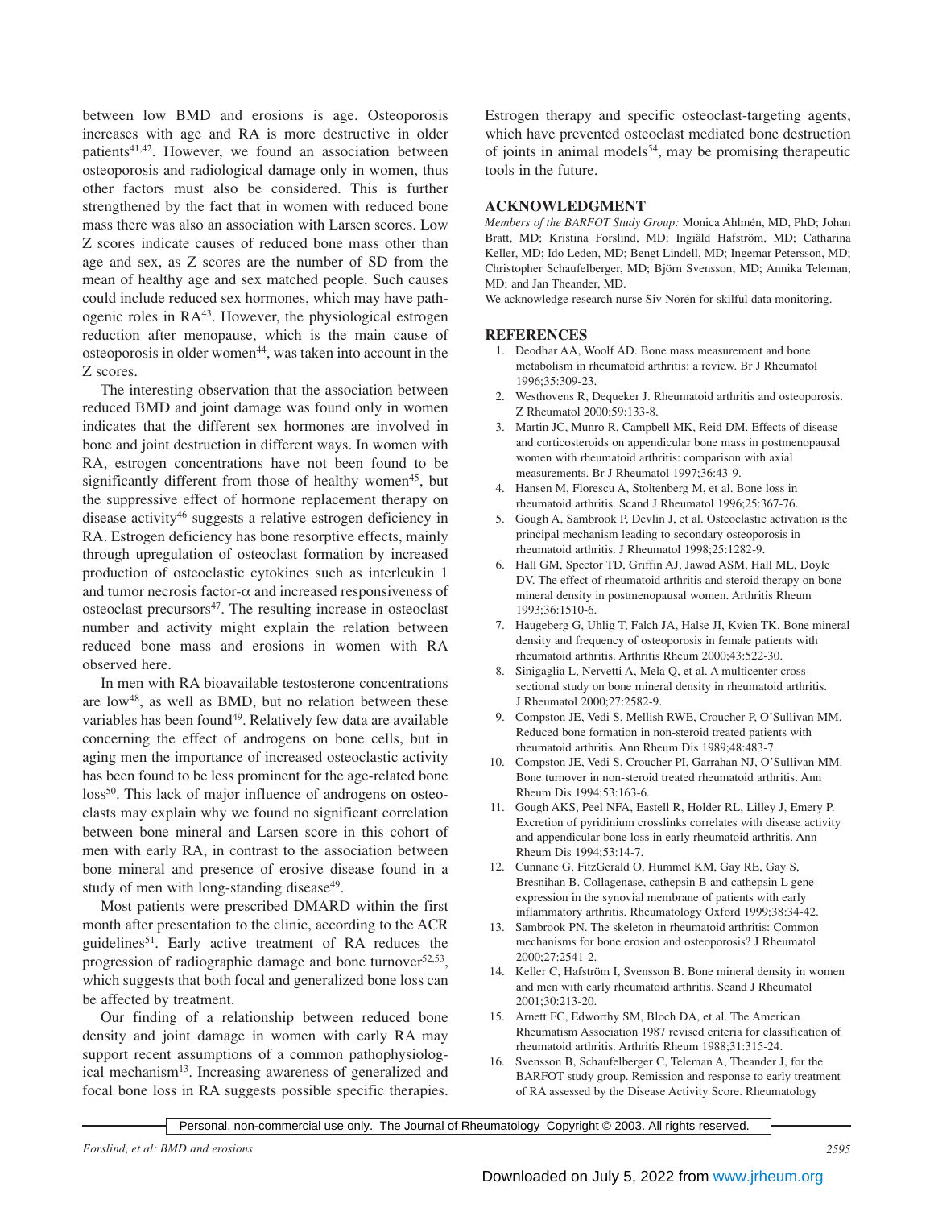between low BMD and erosions is age. Osteoporosis increases with age and RA is more destructive in older patients[41,42]. However, we found an association between osteoporosis and radiological damage only in women, thus other factors must also be considered. This is further strengthened by the fact that in women with reduced bone mass there was also an association with Larsen scores. Low Z scores indicate causes of reduced bone mass other than age and sex, as Z scores are the number of SD from the mean of healthy age and sex matched people. Such causes could include reduced sex hormones, which may have pathogenic roles in RA[43]. However, the physiological estrogen reduction after menopause, which is the main cause of osteoporosis in older women[44], was taken into account in the Z scores.

The interesting observation that the association between reduced BMD and joint damage was found only in women indicates that the different sex hormones are involved in bone and joint destruction in different ways. In women with RA, estrogen concentrations have not been found to be significantly different from those of healthy women[45], but the suppressive effect of hormone replacement therapy on disease activity[46] suggests a relative estrogen deficiency in RA. Estrogen deficiency has bone resorptive effects, mainly through upregulation of osteoclast formation by increased production of osteoclastic cytokines such as interleukin 1 and tumor necrosis factor-α and increased responsiveness of osteoclast precursors[47]. The resulting increase in osteoclast number and activity might explain the relation between reduced bone mass and erosions in women with RA observed here.

In men with RA bioavailable testosterone concentrations are low[48], as well as BMD, but no relation between these variables has been found[49]. Relatively few data are available concerning the effect of androgens on bone cells, but in aging men the importance of increased osteoclastic activity has been found to be less prominent for the age-related bone loss[50]. This lack of major influence of androgens on osteoclasts may explain why we found no significant correlation between bone mineral and Larsen score in this cohort of men with early RA, in contrast to the association between bone mineral and presence of erosive disease found in a study of men with long-standing disease[49].

Most patients were prescribed DMARD within the first month after presentation to the clinic, according to the ACR guidelines[51]. Early active treatment of RA reduces the progression of radiographic damage and bone turnover[52,53], which suggests that both focal and generalized bone loss can be affected by treatment.

Our finding of a relationship between reduced bone density and joint damage in women with early RA may support recent assumptions of a common pathophysiological mechanism[13]. Increasing awareness of generalized and focal bone loss in RA suggests possible specific therapies. Estrogen therapy and specific osteoclast-targeting agents, which have prevented osteoclast mediated bone destruction of joints in animal models[54], may be promising therapeutic tools in the future.

## ACKNOWLEDGMENT

*Members of the BARFOT Study Group:* Monica Ahlmén, MD, PhD; Johan Bratt, MD; Kristina Forslind, MD; Ingiäld Hafström, MD; Catharina Keller, MD; Ido Leden, MD; Bengt Lindell, MD; Ingemar Petersson, MD; Christopher Schaufelberger, MD; Björn Svensson, MD; Annika Teleman, MD; and Jan Theander, MD.

We acknowledge research nurse Siv Norén for skilful data monitoring.

## REFERENCES

1. Deodhar AA, Woolf AD. Bone mass measurement and bone metabolism in rheumatoid arthritis: a review. Br J Rheumatol 1996;35:309-23.
2. Westhovens R, Dequeker J. Rheumatoid arthritis and osteoporosis. Z Rheumatol 2000;59:133-8.
3. Martin JC, Munro R, Campbell MK, Reid DM. Effects of disease and corticosteroids on appendicular bone mass in postmenopausal women with rheumatoid arthritis: comparison with axial measurements. Br J Rheumatol 1997;36:43-9.
4. Hansen M, Florescu A, Stoltenberg M, et al. Bone loss in rheumatoid arthritis. Scand J Rheumatol 1996;25:367-76.
5. Gough A, Sambrook P, Devlin J, et al. Osteoclastic activation is the principal mechanism leading to secondary osteoporosis in rheumatoid arthritis. J Rheumatol 1998;25:1282-9.
6. Hall GM, Spector TD, Griffin AJ, Jawad ASM, Hall ML, Doyle DV. The effect of rheumatoid arthritis and steroid therapy on bone mineral density in postmenopausal women. Arthritis Rheum 1993;36:1510-6.
7. Haugeberg G, Uhlig T, Falch JA, Halse JI, Kvien TK. Bone mineral density and frequency of osteoporosis in female patients with rheumatoid arthritis. Arthritis Rheum 2000;43:522-30.
8. Sinigaglia L, Nervetti A, Mela Q, et al. A multicenter cross-sectional study on bone mineral density in rheumatoid arthritis. J Rheumatol 2000;27:2582-9.
9. Compston JE, Vedi S, Mellish RWE, Croucher P, O'Sullivan MM. Reduced bone formation in non-steroid treated patients with rheumatoid arthritis. Ann Rheum Dis 1989;48:483-7.
10. Compston JE, Vedi S, Croucher PI, Garrahan NJ, O'Sullivan MM. Bone turnover in non-steroid treated rheumatoid arthritis. Ann Rheum Dis 1994;53:163-6.
11. Gough AKS, Peel NFA, Eastell R, Holder RL, Lilley J, Emery P. Excretion of pyridinium crosslinks correlates with disease activity and appendicular bone loss in early rheumatoid arthritis. Ann Rheum Dis 1994;53:14-7.
12. Cunnane G, FitzGerald O, Hummel KM, Gay RE, Gay S, Bresnihan B. Collagenase, cathepsin B and cathepsin L gene expression in the synovial membrane of patients with early inflammatory arthritis. Rheumatology Oxford 1999;38:34-42.
13. Sambrook PN. The skeleton in rheumatoid arthritis: Common mechanisms for bone erosion and osteoporosis? J Rheumatol 2000;27:2541-2.
14. Keller C, Hafström I, Svensson B. Bone mineral density in women and men with early rheumatoid arthritis. Scand J Rheumatol 2001;30:213-20.
15. Arnett FC, Edworthy SM, Bloch DA, et al. The American Rheumatism Association 1987 revised criteria for classification of rheumatoid arthritis. Arthritis Rheum 1988;31:315-24.
16. Svensson B, Schaufelberger C, Teleman A, Theander J, for the BARFOT study group. Remission and response to early treatment of RA assessed by the Disease Activity Score. Rheumatology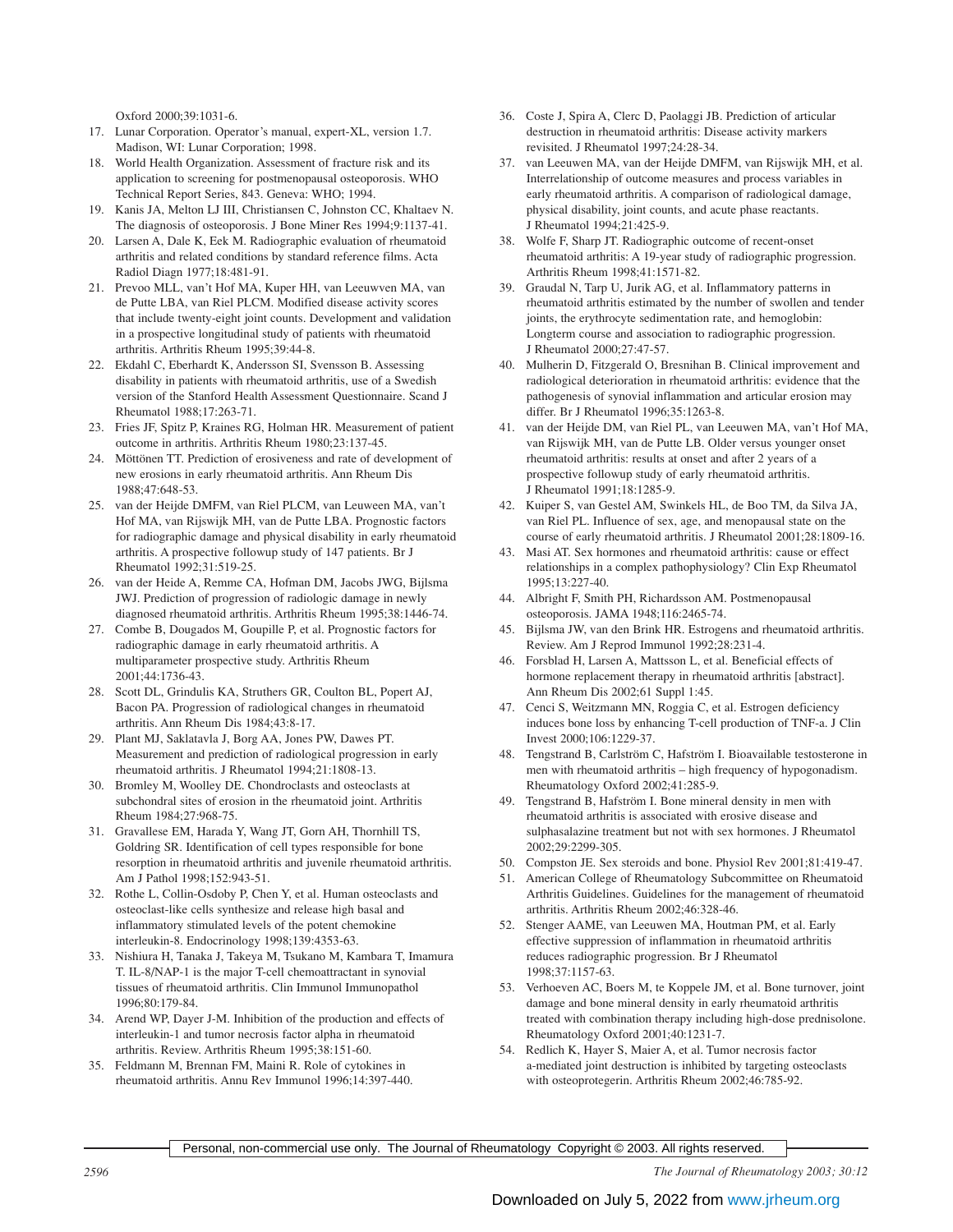Oxford 2000;39:1031-6.

17. Lunar Corporation. Operator's manual, expert-XL, version 1.7. Madison, WI: Lunar Corporation; 1998.
18. World Health Organization. Assessment of fracture risk and its application to screening for postmenopausal osteoporosis. WHO Technical Report Series, 843. Geneva: WHO; 1994.
19. Kanis JA, Melton LJ III, Christiansen C, Johnston CC, Khaltaev N. The diagnosis of osteoporosis. J Bone Miner Res 1994;9:1137-41.
20. Larsen A, Dale K, Eek M. Radiographic evaluation of rheumatoid arthritis and related conditions by standard reference films. Acta Radiol Diagn 1977;18:481-91.
21. Prevoo MLL, van't Hof MA, Kuper HH, van Leeuwven MA, van de Putte LBA, van Riel PLCM. Modified disease activity scores that include twenty-eight joint counts. Development and validation in a prospective longitudinal study of patients with rheumatoid arthritis. Arthritis Rheum 1995;39:44-8.
22. Ekdahl C, Eberhardt K, Andersson SI, Svensson B. Assessing disability in patients with rheumatoid arthritis, use of a Swedish version of the Stanford Health Assessment Questionnaire. Scand J Rheumatol 1988;17:263-71.
23. Fries JF, Spitz P, Kraines RG, Holman HR. Measurement of patient outcome in arthritis. Arthritis Rheum 1980;23:137-45.
24. Möttönen TT. Prediction of erosiveness and rate of development of new erosions in early rheumatoid arthritis. Ann Rheum Dis 1988;47:648-53.
25. van der Heijde DMFM, van Riel PLCM, van Leuween MA, van't Hof MA, van Rijswijk MH, van de Putte LBA. Prognostic factors for radiographic damage and physical disability in early rheumatoid arthritis. A prospective followup study of 147 patients. Br J Rheumatol 1992;31:519-25.
26. van der Heide A, Remme CA, Hofman DM, Jacobs JWG, Bijlsma JWJ. Prediction of progression of radiologic damage in newly diagnosed rheumatoid arthritis. Arthritis Rheum 1995;38:1446-74.
27. Combe B, Dougados M, Goupille P, et al. Prognostic factors for radiographic damage in early rheumatoid arthritis. A multiparameter prospective study. Arthritis Rheum 2001;44:1736-43.
28. Scott DL, Grindulis KA, Struthers GR, Coulton BL, Popert AJ, Bacon PA. Progression of radiological changes in rheumatoid arthritis. Ann Rheum Dis 1984;43:8-17.
29. Plant MJ, Saklatavla J, Borg AA, Jones PW, Dawes PT. Measurement and prediction of radiological progression in early rheumatoid arthritis. J Rheumatol 1994;21:1808-13.
30. Bromley M, Woolley DE. Chondroclasts and osteoclasts at subchondral sites of erosion in the rheumatoid joint. Arthritis Rheum 1984;27:968-75.
31. Gravallese EM, Harada Y, Wang JT, Gorn AH, Thornhill TS, Goldring SR. Identification of cell types responsible for bone resorption in rheumatoid arthritis and juvenile rheumatoid arthritis. Am J Pathol 1998;152:943-51.
32. Rothe L, Collin-Osdoby P, Chen Y, et al. Human osteoclasts and osteoclast-like cells synthesize and release high basal and inflammatory stimulated levels of the potent chemokine interleukin-8. Endocrinology 1998;139:4353-63.
33. Nishiura H, Tanaka J, Takeya M, Tsukano M, Kambara T, Imamura T. IL-8/NAP-1 is the major T-cell chemoattractant in synovial tissues of rheumatoid arthritis. Clin Immunol Immunopathol 1996;80:179-84.
34. Arend WP, Dayer J-M. Inhibition of the production and effects of interleukin-1 and tumor necrosis factor alpha in rheumatoid arthritis. Review. Arthritis Rheum 1995;38:151-60.
35. Feldmann M, Brennan FM, Maini R. Role of cytokines in rheumatoid arthritis. Annu Rev Immunol 1996;14:397-440.
36. Coste J, Spira A, Clerc D, Paolaggi JB. Prediction of articular destruction in rheumatoid arthritis: Disease activity markers revisited. J Rheumatol 1997;24:28-34.
37. van Leeuwen MA, van der Heijde DMFM, van Rijswijk MH, et al. Interrelationship of outcome measures and process variables in early rheumatoid arthritis. A comparison of radiological damage, physical disability, joint counts, and acute phase reactants. J Rheumatol 1994;21:425-9.
38. Wolfe F, Sharp JT. Radiographic outcome of recent-onset rheumatoid arthritis: A 19-year study of radiographic progression. Arthritis Rheum 1998;41:1571-82.
39. Graudal N, Tarp U, Jurik AG, et al. Inflammatory patterns in rheumatoid arthritis estimated by the number of swollen and tender joints, the erythrocyte sedimentation rate, and hemoglobin: Longterm course and association to radiographic progression. J Rheumatol 2000;27:47-57.
40. Mulherin D, Fitzgerald O, Bresnihan B. Clinical improvement and radiological deterioration in rheumatoid arthritis: evidence that the pathogenesis of synovial inflammation and articular erosion may differ. Br J Rheumatol 1996;35:1263-8.
41. van der Heijde DM, van Riel PL, van Leeuwen MA, van't Hof MA, van Rijswijk MH, van de Putte LB. Older versus younger onset rheumatoid arthritis: results at onset and after 2 years of a prospective followup study of early rheumatoid arthritis. J Rheumatol 1991;18:1285-9.
42. Kuiper S, van Gestel AM, Swinkels HL, de Boo TM, da Silva JA, van Riel PL. Influence of sex, age, and menopausal state on the course of early rheumatoid arthritis. J Rheumatol 2001;28:1809-16.
43. Masi AT. Sex hormones and rheumatoid arthritis: cause or effect relationships in a complex pathophysiology? Clin Exp Rheumatol 1995;13:227-40.
44. Albright F, Smith PH, Richardsson AM. Postmenopausal osteoporosis. JAMA 1948;116:2465-74.
45. Bijlsma JW, van den Brink HR. Estrogens and rheumatoid arthritis. Review. Am J Reprod Immunol 1992;28:231-4.
46. Forsblad H, Larsen A, Mattsson L, et al. Beneficial effects of hormone replacement therapy in rheumatoid arthritis [abstract]. Ann Rheum Dis 2002;61 Suppl 1:45.
47. Cenci S, Weitzmann MN, Roggia C, et al. Estrogen deficiency induces bone loss by enhancing T-cell production of TNF-a. J Clin Invest 2000;106:1229-37.
48. Tengstrand B, Carlström C, Hafström I. Bioavailable testosterone in men with rheumatoid arthritis – high frequency of hypogonadism. Rheumatology Oxford 2002;41:285-9.
49. Tengstrand B, Hafström I. Bone mineral density in men with rheumatoid arthritis is associated with erosive disease and sulphasalazine treatment but not with sex hormones. J Rheumatol 2002;29:2299-305.
50. Compston JE. Sex steroids and bone. Physiol Rev 2001;81:419-47.
51. American College of Rheumatology Subcommittee on Rheumatoid Arthritis Guidelines. Guidelines for the management of rheumatoid arthritis. Arthritis Rheum 2002;46:328-46.
52. Stenger AAME, van Leeuwen MA, Houtman PM, et al. Early effective suppression of inflammation in rheumatoid arthritis reduces radiographic progression. Br J Rheumatol 1998;37:1157-63.
53. Verhoeven AC, Boers M, te Koppele JM, et al. Bone turnover, joint damage and bone mineral density in early rheumatoid arthritis treated with combination therapy including high-dose prednisolone. Rheumatology Oxford 2001;40:1231-7.
54. Redlich K, Hayer S, Maier A, et al. Tumor necrosis factor a-mediated joint destruction is inhibited by targeting osteoclasts with osteoprotegerin. Arthritis Rheum 2002;46:785-92.